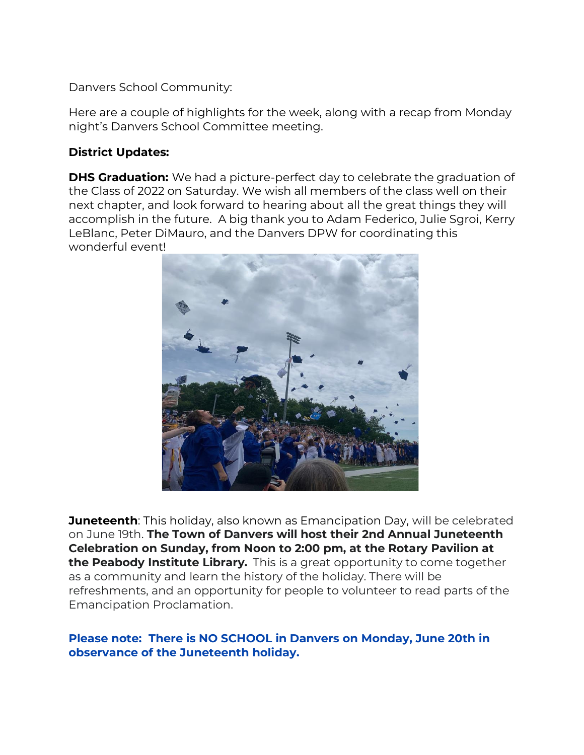Danvers School Community:

Here are a couple of highlights for the week, along with a recap from Monday night's Danvers School Committee meeting.

**District Updates:**

**DHS Graduation:** We had a picture-perfect day to celebrate the graduation of the Class of 2022 on Saturday. We wish all members of the class well on their next chapter, and look forward to hearing about all the great things they will accomplish in the future. A big thank you to Adam Federico, Julie Sgroi, Kerry LeBlanc, Peter DiMauro, and the Danvers DPW for coordinating this wonderful event!

**Juneteenth**: This holiday, also known as Emancipation Day, will be celebrated on June 19th. **The Town of Danvers will host their 2nd Annual Juneteenth Celebration on Sunday, from Noon to 2:00 pm, at the Rotary Pavilion at the Peabody Institute Library.** This is a great opportunity to come together as a community and learn the history of the holiday. There will be refreshments, and an opportunity for people to volunteer to read parts of the Emancipation Proclamation.

**Please note: There is NO SCHOOL in Danvers on Monday, June 20th in observance of the Juneteenth holiday.**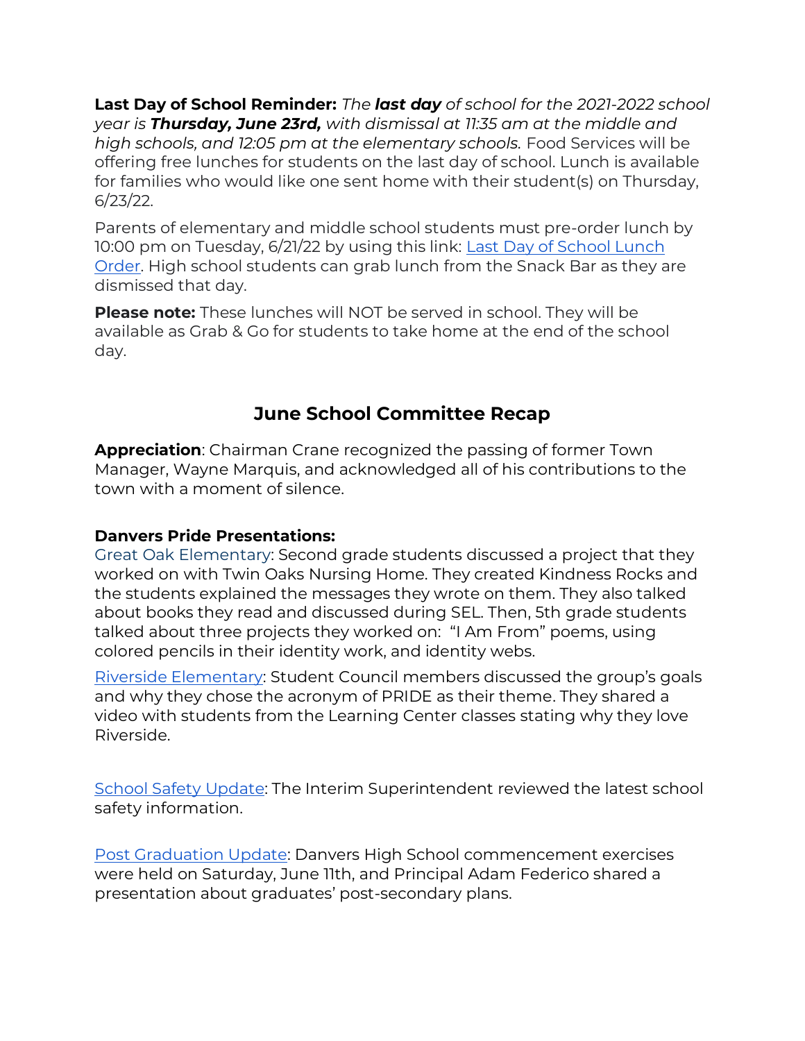**Last Day of School Reminder:** *The **last day** of school for the 2021-2022 school year is **Thursday, June 23rd,** with dismissal at 11:35 am at the middle and high schools, and 12:05 pm at the elementary schools.* Food Services will be offering free lunches for students on the last day of school. Lunch is available for families who would like one sent home with their student(s) on Thursday, 6/23/22.

Parents of elementary and middle school students must pre-order lunch by 10:00 pm on Tuesday, 6/21/22 by using this link: Last Day of School Lunch Order. High school students can grab lunch from the Snack Bar as they are dismissed that day.

**Please note:** These lunches will NOT be served in school. They will be available as Grab & Go for students to take home at the end of the school day.

## June School Committee Recap

**Appreciation**: Chairman Crane recognized the passing of former Town Manager, Wayne Marquis, and acknowledged all of his contributions to the town with a moment of silence.

**Danvers Pride Presentations:**

Great Oak Elementary: Second grade students discussed a project that they worked on with Twin Oaks Nursing Home. They created Kindness Rocks and the students explained the messages they wrote on them. They also talked about books they read and discussed during SEL. Then, 5th grade students talked about three projects they worked on: "I Am From" poems, using colored pencils in their identity work, and identity webs.

Riverside Elementary: Student Council members discussed the group's goals and why they chose the acronym of PRIDE as their theme. They shared a video with students from the Learning Center classes stating why they love Riverside.

School Safety Update: The Interim Superintendent reviewed the latest school safety information.

Post Graduation Update: Danvers High School commencement exercises were held on Saturday, June 11th, and Principal Adam Federico shared a presentation about graduates' post-secondary plans.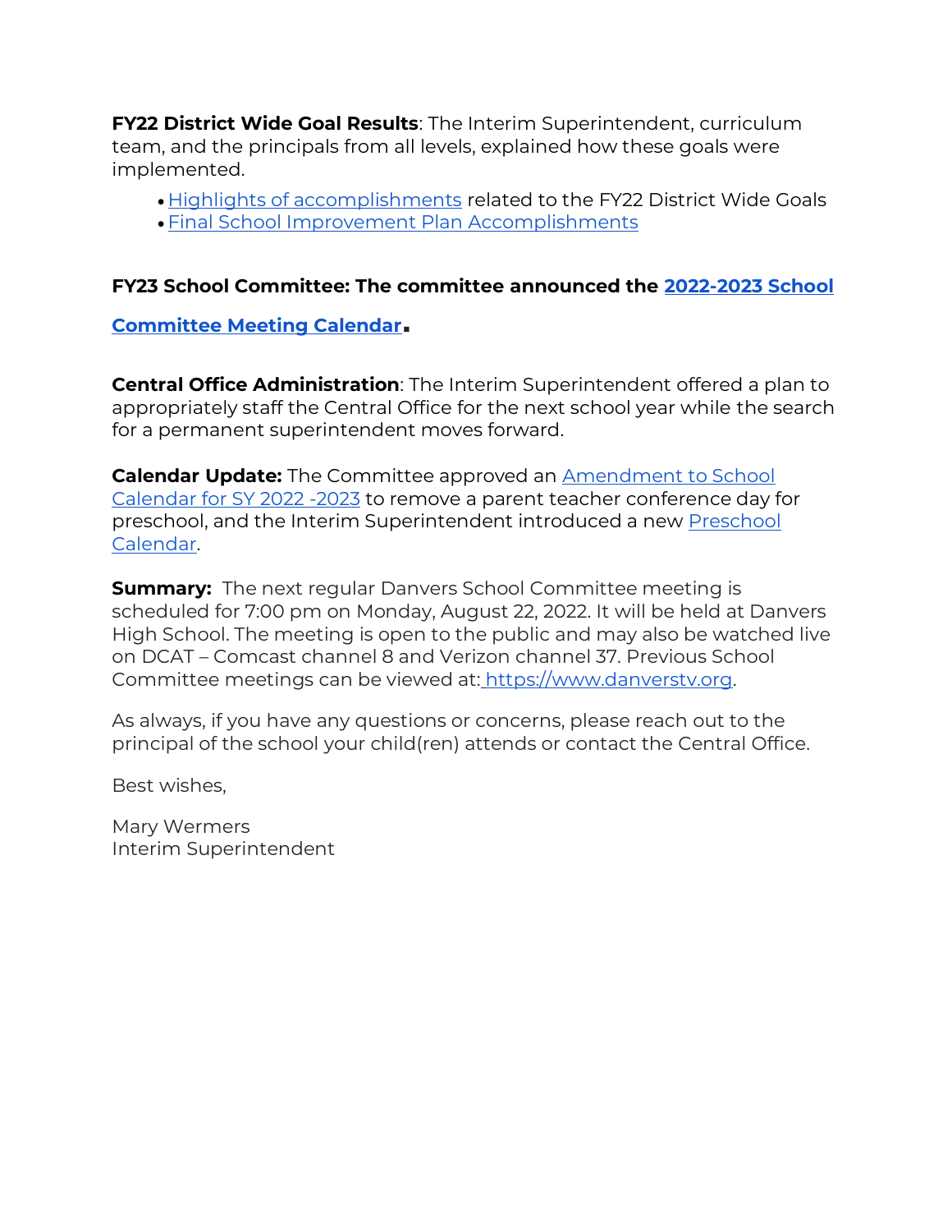**FY22 District Wide Goal Results**: The Interim Superintendent, curriculum team, and the principals from all levels, explained how these goals were implemented.

- Highlights of accomplishments related to the FY22 District Wide Goals
- Final School Improvement Plan Accomplishments

**FY23 School Committee: The committee announced the 2022-2023 School Committee Meeting Calendar.**

**Central Office Administration**: The Interim Superintendent offered a plan to appropriately staff the Central Office for the next school year while the search for a permanent superintendent moves forward.

**Calendar Update:** The Committee approved an Amendment to School Calendar for SY 2022 -2023 to remove a parent teacher conference day for preschool, and the Interim Superintendent introduced a new Preschool Calendar.

**Summary:** The next regular Danvers School Committee meeting is scheduled for 7:00 pm on Monday, August 22, 2022. It will be held at Danvers High School. The meeting is open to the public and may also be watched live on DCAT – Comcast channel 8 and Verizon channel 37. Previous School Committee meetings can be viewed at: https://www.danverstv.org.

As always, if you have any questions or concerns, please reach out to the principal of the school your child(ren) attends or contact the Central Office.

Best wishes,

Mary Wermers
Interim Superintendent